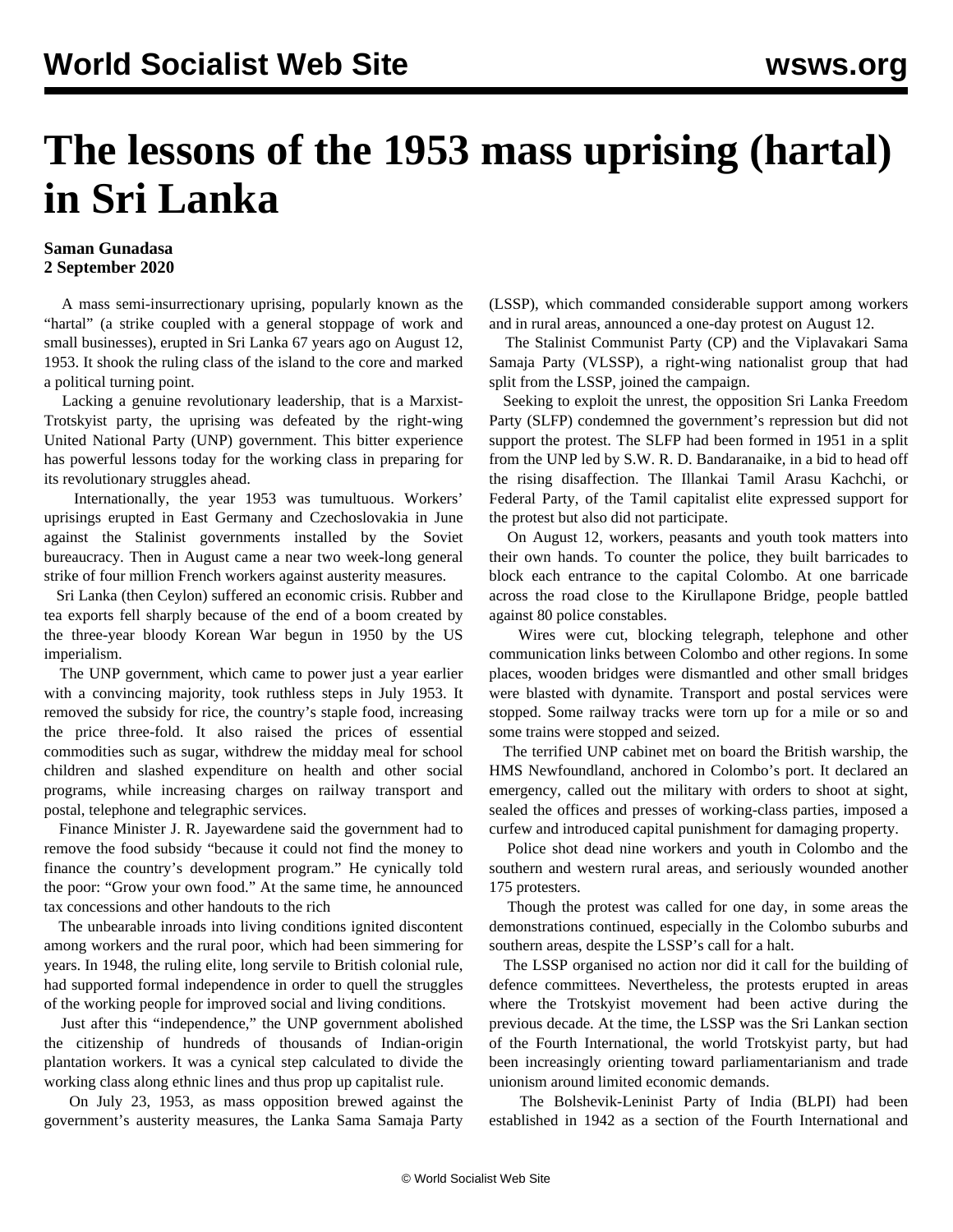# The lessons of the 1953 mass uprising (hartal) in Sri Lanka

**Saman Gunadasa**
**2 September 2020**

A mass semi-insurrectionary uprising, popularly known as the "hartal" (a strike coupled with a general stoppage of work and small businesses), erupted in Sri Lanka 67 years ago on August 12, 1953. It shook the ruling class of the island to the core and marked a political turning point.

Lacking a genuine revolutionary leadership, that is a Marxist-Trotskyist party, the uprising was defeated by the right-wing United National Party (UNP) government. This bitter experience has powerful lessons today for the working class in preparing for its revolutionary struggles ahead.

Internationally, the year 1953 was tumultuous. Workers' uprisings erupted in East Germany and Czechoslovakia in June against the Stalinist governments installed by the Soviet bureaucracy. Then in August came a near two week-long general strike of four million French workers against austerity measures.

Sri Lanka (then Ceylon) suffered an economic crisis. Rubber and tea exports fell sharply because of the end of a boom created by the three-year bloody Korean War begun in 1950 by the US imperialism.

The UNP government, which came to power just a year earlier with a convincing majority, took ruthless steps in July 1953. It removed the subsidy for rice, the country's staple food, increasing the price three-fold. It also raised the prices of essential commodities such as sugar, withdrew the midday meal for school children and slashed expenditure on health and other social programs, while increasing charges on railway transport and postal, telephone and telegraphic services.

Finance Minister J. R. Jayewardene said the government had to remove the food subsidy "because it could not find the money to finance the country's development program." He cynically told the poor: "Grow your own food." At the same time, he announced tax concessions and other handouts to the rich

The unbearable inroads into living conditions ignited discontent among workers and the rural poor, which had been simmering for years. In 1948, the ruling elite, long servile to British colonial rule, had supported formal independence in order to quell the struggles of the working people for improved social and living conditions.

Just after this "independence," the UNP government abolished the citizenship of hundreds of thousands of Indian-origin plantation workers. It was a cynical step calculated to divide the working class along ethnic lines and thus prop up capitalist rule.

On July 23, 1953, as mass opposition brewed against the government's austerity measures, the Lanka Sama Samaja Party (LSSP), which commanded considerable support among workers and in rural areas, announced a one-day protest on August 12.

The Stalinist Communist Party (CP) and the Viplavakari Sama Samaja Party (VLSSP), a right-wing nationalist group that had split from the LSSP, joined the campaign.

Seeking to exploit the unrest, the opposition Sri Lanka Freedom Party (SLFP) condemned the government's repression but did not support the protest. The SLFP had been formed in 1951 in a split from the UNP led by S.W. R. D. Bandaranaike, in a bid to head off the rising disaffection. The Illankai Tamil Arasu Kachchi, or Federal Party, of the Tamil capitalist elite expressed support for the protest but also did not participate.

On August 12, workers, peasants and youth took matters into their own hands. To counter the police, they built barricades to block each entrance to the capital Colombo. At one barricade across the road close to the Kirullapone Bridge, people battled against 80 police constables.

Wires were cut, blocking telegraph, telephone and other communication links between Colombo and other regions. In some places, wooden bridges were dismantled and other small bridges were blasted with dynamite. Transport and postal services were stopped. Some railway tracks were torn up for a mile or so and some trains were stopped and seized.

The terrified UNP cabinet met on board the British warship, the HMS Newfoundland, anchored in Colombo's port. It declared an emergency, called out the military with orders to shoot at sight, sealed the offices and presses of working-class parties, imposed a curfew and introduced capital punishment for damaging property.

Police shot dead nine workers and youth in Colombo and the southern and western rural areas, and seriously wounded another 175 protesters.

Though the protest was called for one day, in some areas the demonstrations continued, especially in the Colombo suburbs and southern areas, despite the LSSP's call for a halt.

The LSSP organised no action nor did it call for the building of defence committees. Nevertheless, the protests erupted in areas where the Trotskyist movement had been active during the previous decade. At the time, the LSSP was the Sri Lankan section of the Fourth International, the world Trotskyist party, but had been increasingly orienting toward parliamentarianism and trade unionism around limited economic demands.

The Bolshevik-Leninist Party of India (BLPI) had been established in 1942 as a section of the Fourth International and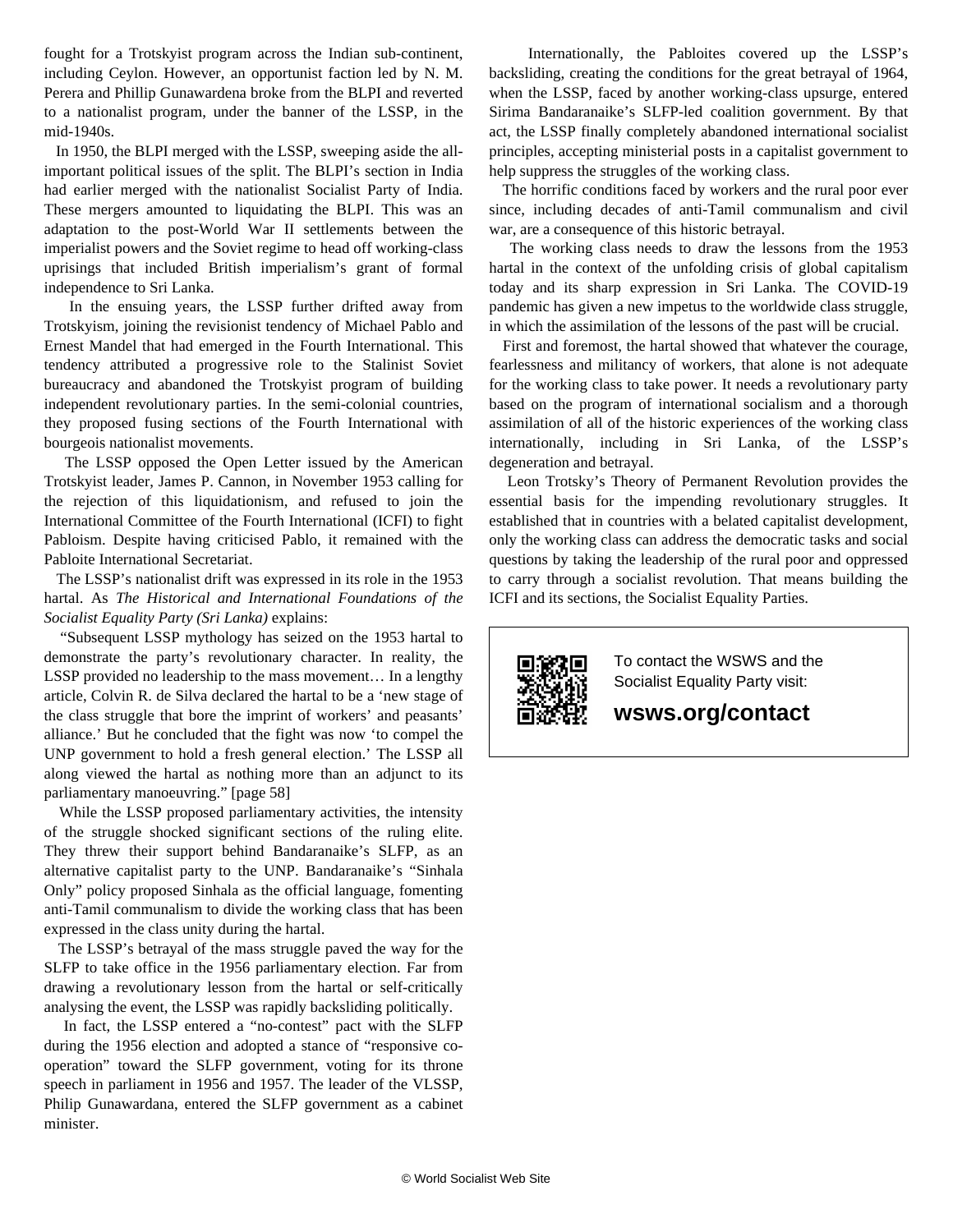fought for a Trotskyist program across the Indian sub-continent, including Ceylon. However, an opportunist faction led by N. M. Perera and Phillip Gunawardena broke from the BLPI and reverted to a nationalist program, under the banner of the LSSP, in the mid-1940s.

In 1950, the BLPI merged with the LSSP, sweeping aside the all-important political issues of the split. The BLPI's section in India had earlier merged with the nationalist Socialist Party of India. These mergers amounted to liquidating the BLPI. This was an adaptation to the post-World War II settlements between the imperialist powers and the Soviet regime to head off working-class uprisings that included British imperialism's grant of formal independence to Sri Lanka.

In the ensuing years, the LSSP further drifted away from Trotskyism, joining the revisionist tendency of Michael Pablo and Ernest Mandel that had emerged in the Fourth International. This tendency attributed a progressive role to the Stalinist Soviet bureaucracy and abandoned the Trotskyist program of building independent revolutionary parties. In the semi-colonial countries, they proposed fusing sections of the Fourth International with bourgeois nationalist movements.

The LSSP opposed the Open Letter issued by the American Trotskyist leader, James P. Cannon, in November 1953 calling for the rejection of this liquidationism, and refused to join the International Committee of the Fourth International (ICFI) to fight Pabloism. Despite having criticised Pablo, it remained with the Pabloite International Secretariat.

The LSSP's nationalist drift was expressed in its role in the 1953 hartal. As *The Historical and International Foundations of the Socialist Equality Party (Sri Lanka)* explains:

"Subsequent LSSP mythology has seized on the 1953 hartal to demonstrate the party's revolutionary character. In reality, the LSSP provided no leadership to the mass movement… In a lengthy article, Colvin R. de Silva declared the hartal to be a 'new stage of the class struggle that bore the imprint of workers' and peasants' alliance.' But he concluded that the fight was now 'to compel the UNP government to hold a fresh general election.' The LSSP all along viewed the hartal as nothing more than an adjunct to its parliamentary manoeuvring." [page 58]

While the LSSP proposed parliamentary activities, the intensity of the struggle shocked significant sections of the ruling elite. They threw their support behind Bandaranaike's SLFP, as an alternative capitalist party to the UNP. Bandaranaike's "Sinhala Only" policy proposed Sinhala as the official language, fomenting anti-Tamil communalism to divide the working class that has been expressed in the class unity during the hartal.

The LSSP's betrayal of the mass struggle paved the way for the SLFP to take office in the 1956 parliamentary election. Far from drawing a revolutionary lesson from the hartal or self-critically analysing the event, the LSSP was rapidly backsliding politically.

In fact, the LSSP entered a "no-contest" pact with the SLFP during the 1956 election and adopted a stance of "responsive co-operation" toward the SLFP government, voting for its throne speech in parliament in 1956 and 1957. The leader of the VLSSP, Philip Gunawardana, entered the SLFP government as a cabinet minister.

Internationally, the Pabloites covered up the LSSP's backsliding, creating the conditions for the great betrayal of 1964, when the LSSP, faced by another working-class upsurge, entered Sirima Bandaranaike's SLFP-led coalition government. By that act, the LSSP finally completely abandoned international socialist principles, accepting ministerial posts in a capitalist government to help suppress the struggles of the working class.

The horrific conditions faced by workers and the rural poor ever since, including decades of anti-Tamil communalism and civil war, are a consequence of this historic betrayal.

The working class needs to draw the lessons from the 1953 hartal in the context of the unfolding crisis of global capitalism today and its sharp expression in Sri Lanka. The COVID-19 pandemic has given a new impetus to the worldwide class struggle, in which the assimilation of the lessons of the past will be crucial.

First and foremost, the hartal showed that whatever the courage, fearlessness and militancy of workers, that alone is not adequate for the working class to take power. It needs a revolutionary party based on the program of international socialism and a thorough assimilation of all of the historic experiences of the working class internationally, including in Sri Lanka, of the LSSP's degeneration and betrayal.

Leon Trotsky's Theory of Permanent Revolution provides the essential basis for the impending revolutionary struggles. It established that in countries with a belated capitalist development, only the working class can address the democratic tasks and social questions by taking the leadership of the rural poor and oppressed to carry through a socialist revolution. That means building the ICFI and its sections, the Socialist Equality Parties.

To contact the WSWS and the Socialist Equality Party visit:

**wsws.org/contact**